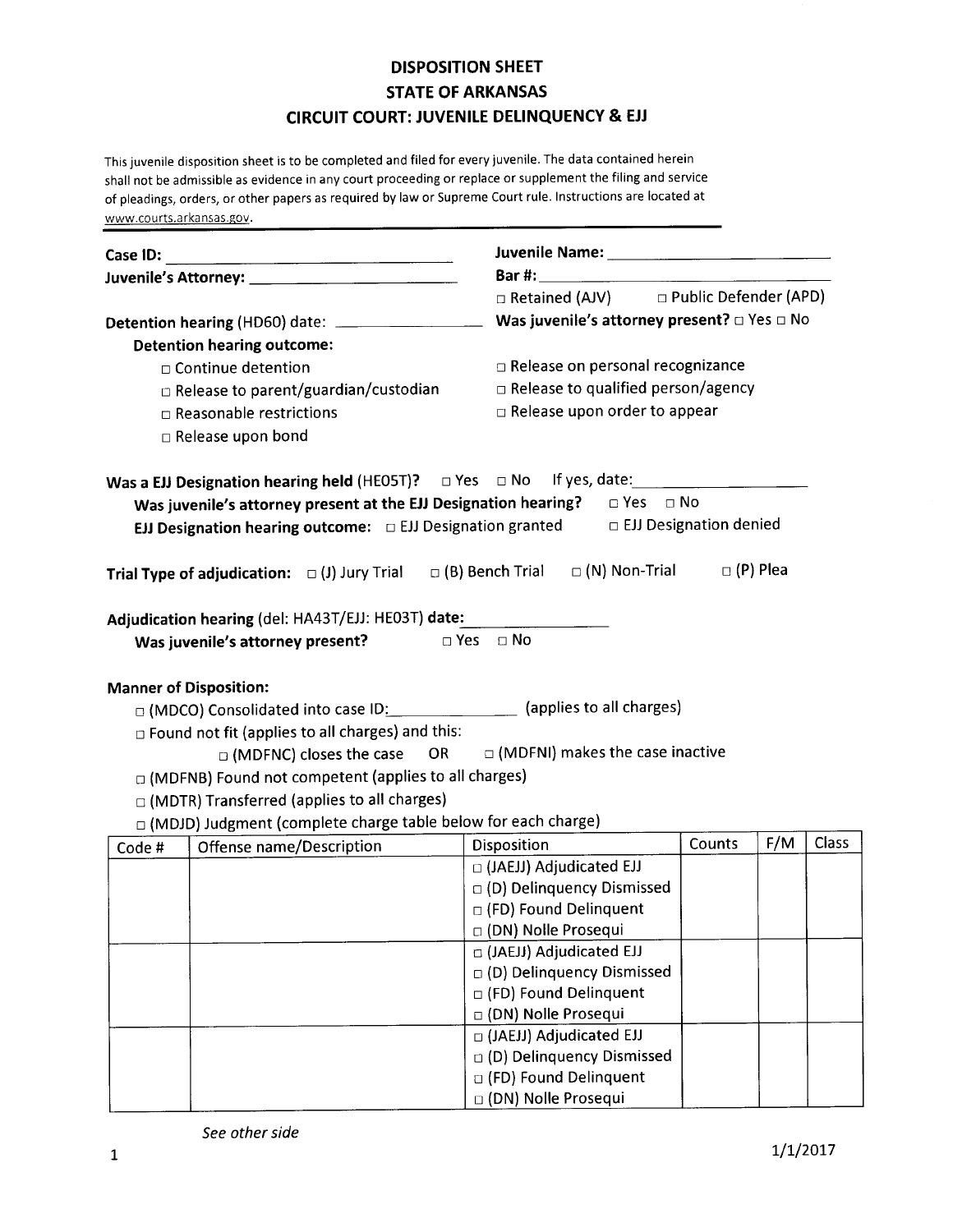# DISPOSITION SHEET
# STATE OF ARKANSAS
# CIRCUIT COURT: JUVENILE DELINQUENCY & EJJ

This juvenile disposition sheet is to be completed and filed for every juvenile. The data contained herein shall not be admissible as evidence in any court proceeding or replace or supplement the filing and service of pleadings, orders, or other papers as required by law or Supreme Court rule. Instructions are located at www.courts.arkansas.gov.

**Case ID:** ______________________________

**Juvenile Name:** ______________________________

**Juvenile's Attorney:** ______________________________

**Bar #:** ______________________________

□ Retained (AJV)   □ Public Defender (APD)

**Detention hearing** (HD60) date: ______________________

**Was juvenile's attorney present?** □ Yes □ No

**Detention hearing outcome:**

- □ Continue detention
- □ Release to parent/guardian/custodian
- □ Reasonable restrictions
- □ Release upon bond
- □ Release on personal recognizance
- □ Release to qualified person/agency
- □ Release upon order to appear

**Was a EJJ Designation hearing held** (HE05T)? □ Yes □ No If yes, date: ______________________

**Was juvenile's attorney present at the EJJ Designation hearing?** □ Yes □ No

**EJJ Designation hearing outcome:** □ EJJ Designation granted □ EJJ Designation denied

**Trial Type of adjudication:** □ (J) Jury Trial □ (B) Bench Trial □ (N) Non-Trial □ (P) Plea

**Adjudication hearing** (del: HA43T/EJJ: HE03T) **date:** ________________

**Was juvenile's attorney present?** □ Yes □ No

**Manner of Disposition:**

□ (MDCO) Consolidated into case ID: ________________ (applies to all charges)

□ Found not fit (applies to all charges) and this:

  □ (MDFNC) closes the case OR □ (MDFNI) makes the case inactive

□ (MDFNB) Found not competent (applies to all charges)

□ (MDTR) Transferred (applies to all charges)

□ (MDJD) Judgment (complete charge table below for each charge)

| Code # | Offense name/Description | Disposition | Counts | F/M | Class |
|---|---|---|---|---|---|
| | | □ (JAEJJ) Adjudicated EJJ<br>□ (D) Delinquency Dismissed<br>□ (FD) Found Delinquent<br>□ (DN) Nolle Prosequi | | | |
| | | □ (JAEJJ) Adjudicated EJJ<br>□ (D) Delinquency Dismissed<br>□ (FD) Found Delinquent<br>□ (DN) Nolle Prosequi | | | |
| | | □ (JAEJJ) Adjudicated EJJ<br>□ (D) Delinquency Dismissed<br>□ (FD) Found Delinquent<br>□ (DN) Nolle Prosequi | | | |

*See other side*

1/1/2017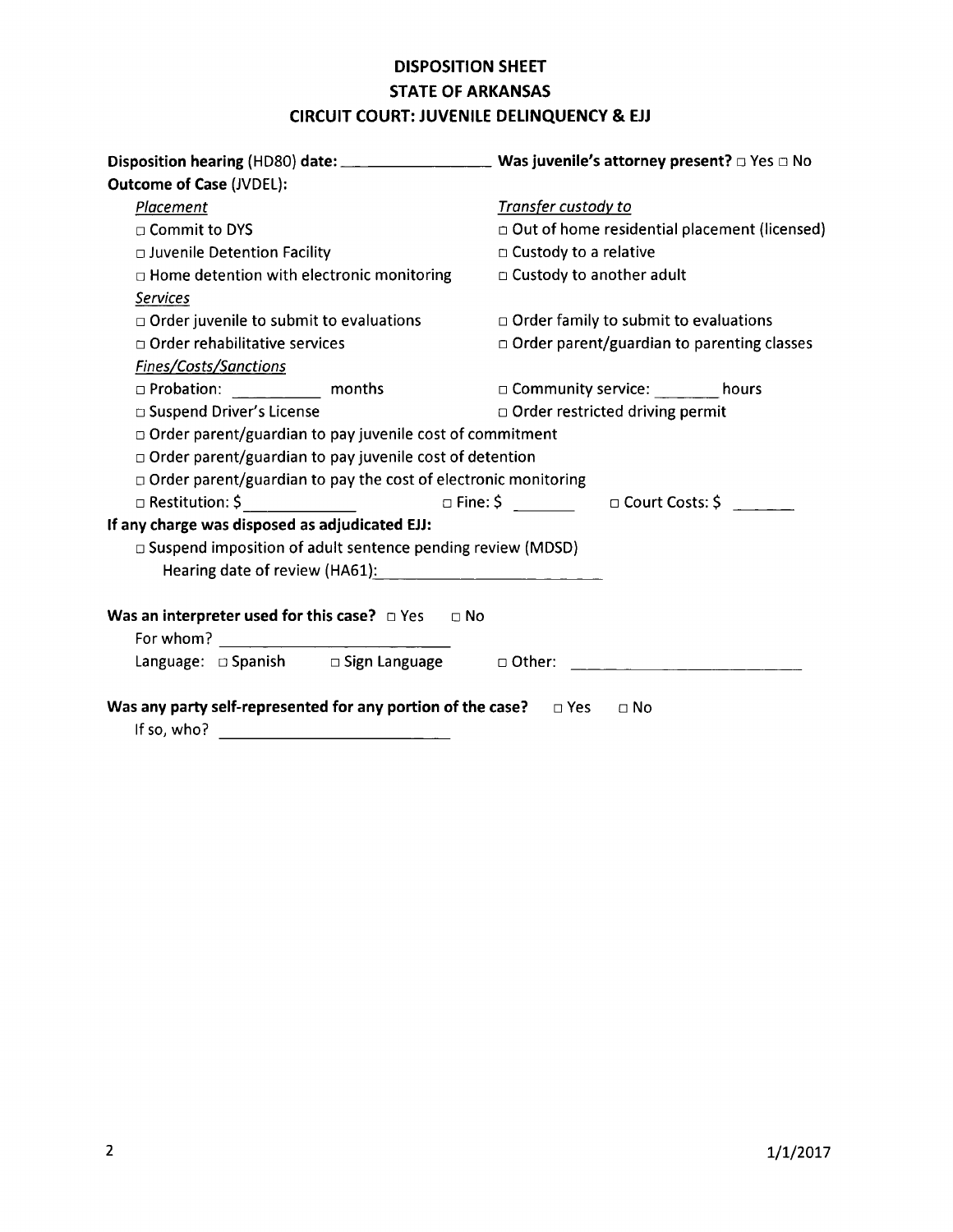# DISPOSITION SHEET
# STATE OF ARKANSAS
# CIRCUIT COURT: JUVENILE DELINQUENCY & EJJ

**Disposition hearing** (HD80) **date:** ________________ **Was juvenile's attorney present?** □ Yes □ No

**Outcome of Case** (JVDEL):

*Placement*

□ Commit to DYS
□ Juvenile Detention Facility
□ Home detention with electronic monitoring

*Transfer custody to*

□ Out of home residential placement (licensed)
□ Custody to a relative
□ Custody to another adult

*Services*

□ Order juvenile to submit to evaluations
□ Order family to submit to evaluations
□ Order rehabilitative services
□ Order parent/guardian to parenting classes

*Fines/Costs/Sanctions*

□ Probation: __________ months
□ Community service: _______ hours
□ Suspend Driver's License
□ Order restricted driving permit
□ Order parent/guardian to pay juvenile cost of commitment
□ Order parent/guardian to pay juvenile cost of detention
□ Order parent/guardian to pay the cost of electronic monitoring
□ Restitution: $____________ □ Fine: $ _______ □ Court Costs: $ _______

**If any charge was disposed as adjudicated EJJ:**

□ Suspend imposition of adult sentence pending review (MDSD)
Hearing date of review (HA61):________________________

**Was an interpreter used for this case?** □ Yes □ No

For whom? ________________________

Language: □ Spanish □ Sign Language □ Other: ________________________

**Was any party self-represented for any portion of the case?** □ Yes □ No

If so, who? ________________________